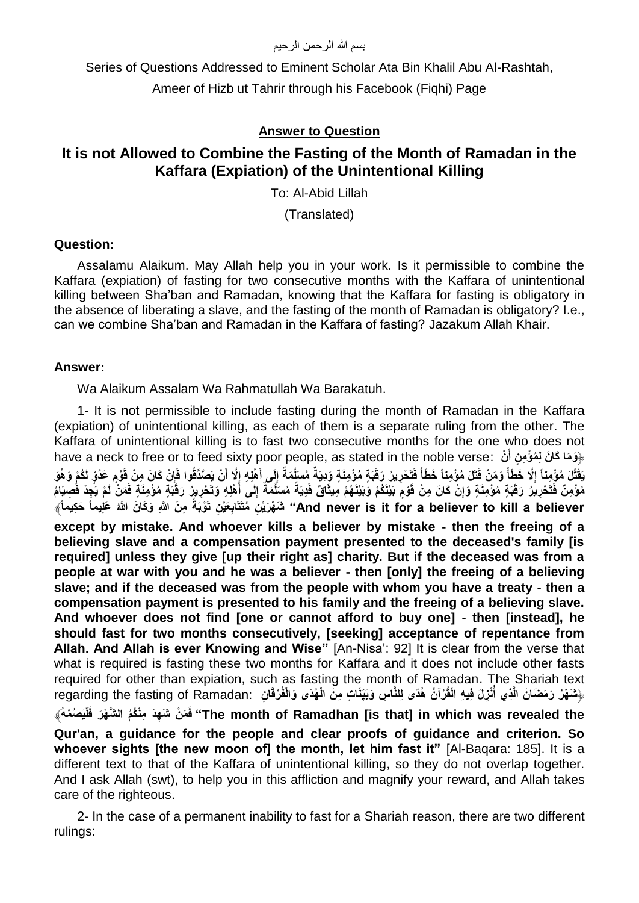بسم الله الرحمن الرحيم

Series of Questions Addressed to Eminent Scholar Ata Bin Khalil Abu Al-Rashtah, Ameer of Hizb ut Tahrir through his Facebook (Fiqhi) Page

**Answer to Question**

## It is not Allowed to Combine the Fasting of the Month of Ramadan in the Kaffara (Expiation) of the Unintentional Killing

To: Al-Abid Lillah

(Translated)

**Question:**

Assalamu Alaikum. May Allah help you in your work. Is it permissible to combine the Kaffara (expiation) of fasting for two consecutive months with the Kaffara of unintentional killing between Sha'ban and Ramadan, knowing that the Kaffara for fasting is obligatory in the absence of liberating a slave, and the fasting of the month of Ramadan is obligatory? I.e., can we combine Sha'ban and Ramadan in the Kaffara of fasting? Jazakum Allah Khair.

**Answer:**

Wa Alaikum Assalam Wa Rahmatullah Wa Barakatuh.

1- It is not permissible to include fasting during the month of Ramadan in the Kaffara (expiation) of unintentional killing, as each of them is a separate ruling from the other. The Kaffara of unintentional killing is to fast two consecutive months for the one who does not have a neck to free or to feed sixty poor people, as stated in the noble verse: ﴿وَمَا كَانَ لِمُؤْمِنٍ أَنْ يَقْتُلَ مُؤْمِناً إِلَّا خَطَأً وَمَنْ قَتَلَ مُؤْمِناً خَطَأً فَتَحْرِيرُ رَقَبَةٍ مُؤْمِنَةٍ وَدِيَةٌ مُسَلَّمَةٌ إِلَى أَهْلِهِ إِلَّا أَنْ يَصَّدَّقُوا فَإِنْ كَانَ مِنْ قَوْمٍ عَدُوٍّ لَكُمْ وَهُوَ مُؤْمِنٌ فَتَحْرِيرُ رَقَبَةٍ مُؤْمِنَةٍ وَإِنْ كَانَ مِنْ قَوْمٍ بَيْنَكُمْ وَبَيْنَهُمْ مِيثَاقٌ فَدِيَةٌ مُسَلَّمَةٌ إِلَى أَهْلِهِ وَتَحْرِيرُ رَقَبَةٍ مُؤْمِنَةٍ فَمَنْ لَمْ يَجِدْ فَصِيَامُ شَهْرَيْنِ مُتَتَابِعَيْنِ تَوْبَةً مِنَ اللَّهِ وَكَانَ اللَّهُ عَلِيماً حَكِيماً﴾ **"And never is it for a believer to kill a believer except by mistake. And whoever kills a believer by mistake - then the freeing of a believing slave and a compensation payment presented to the deceased's family [is required] unless they give [up their right as] charity. But if the deceased was from a people at war with you and he was a believer - then [only] the freeing of a believing slave; and if the deceased was from the people with whom you have a treaty - then a compensation payment is presented to his family and the freeing of a believing slave. And whoever does not find [one or cannot afford to buy one] - then [instead], he should fast for two months consecutively, [seeking] acceptance of repentance from Allah. And Allah is ever Knowing and Wise"** [An-Nisa': 92] It is clear from the verse that what is required is fasting these two months for Kaffara and it does not include other fasts required for other than expiation, such as fasting the month of Ramadan. The Shariah text regarding the fasting of Ramadan: ﴿شَهْرُ رَمَضَانَ الَّذِي أُنْزِلَ فِيهِ الْقُرْآنُ هُدًى لِلنَّاسِ وَبَيِّنَاتٍ مِنَ الْهُدَى وَالْفُرْقَانِ فَمَنْ شَهِدَ مِنْكُمُ الشَّهْرَ فَلْيَصُمْهُ﴾ **"The month of Ramadhan [is that] in which was revealed the Qur'an, a guidance for the people and clear proofs of guidance and criterion. So whoever sights [the new moon of] the month, let him fast it"** [Al-Baqara: 185]. It is a different text to that of the Kaffara of unintentional killing, so they do not overlap together. And I ask Allah (swt), to help you in this affliction and magnify your reward, and Allah takes care of the righteous.

2- In the case of a permanent inability to fast for a Shariah reason, there are two different rulings: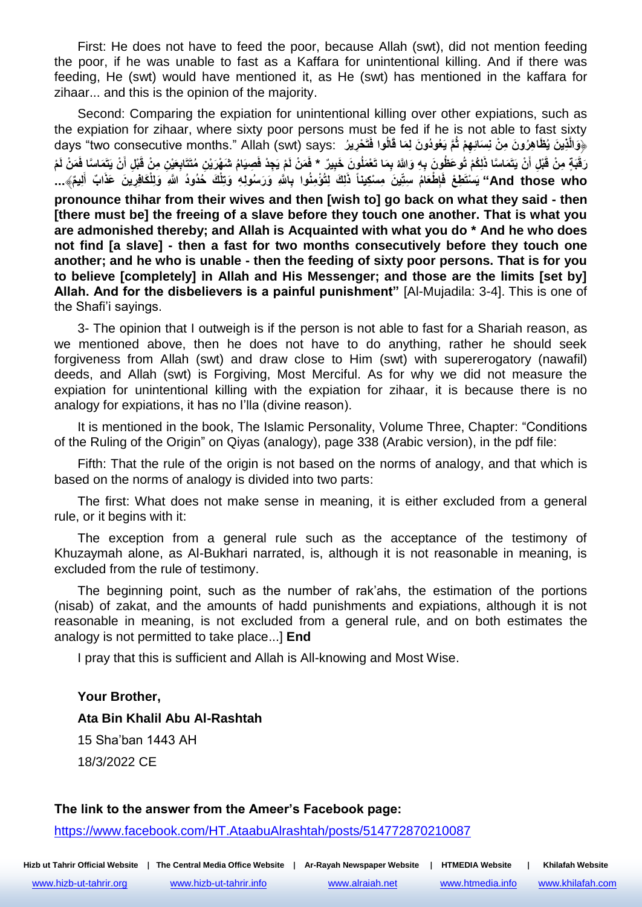First: He does not have to feed the poor, because Allah (swt), did not mention feeding the poor, if he was unable to fast as a Kaffara for unintentional killing. And if there was feeding, He (swt) would have mentioned it, as He (swt) has mentioned in the kaffara for zihaar... and this is the opinion of the majority.

Second: Comparing the expiation for unintentional killing over other expiations, such as the expiation for zihaar, where sixty poor persons must be fed if he is not able to fast sixty days "two consecutive months." Allah (swt) says: ﴿وَالَّذِينَ يُظَاهِرُونَ مِنْ نِسَائِهِمْ ثُمَّ يَعُودُونَ لِمَا قَالُوا فَتَحْرِيرُ رَقَبَةٍ مِنْ قَبْلِ أَنْ يَتَمَاسَّا ذَلِكُمْ تُوعَظُونَ بِهِ وَاللَّهُ بِمَا تَعْمَلُونَ خَبِيرٌ * فَمَنْ لَمْ يَجِدْ فَصِيَامُ شَهْرَيْنِ مُتَتَابِعَيْنِ مِنْ قَبْلِ أَنْ يَتَمَاسَّا فَمَنْ لَمْ يَسْتَطِعْ فَإِطْعَامُ سِتِّينَ مِسْكِيناً ذَلِكَ لِتُؤْمِنُوا بِاللَّهِ وَرَسُولِهِ وَتِلْكَ حُدُودُ اللَّهِ وَلِلْكَافِرِينَ عَذَابٌ أَلِيمٌ﴾... **"And those who pronounce thihar from their wives and then [wish to] go back on what they said - then [there must be] the freeing of a slave before they touch one another. That is what you are admonished thereby; and Allah is Acquainted with what you do * And he who does not find [a slave] - then a fast for two months consecutively before they touch one another; and he who is unable - then the feeding of sixty poor persons. That is for you to believe [completely] in Allah and His Messenger; and those are the limits [set by] Allah. And for the disbelievers is a painful punishment"** [Al-Mujadila: 3-4]. This is one of the Shafi'i sayings.

3- The opinion that I outweigh is if the person is not able to fast for a Shariah reason, as we mentioned above, then he does not have to do anything, rather he should seek forgiveness from Allah (swt) and draw close to Him (swt) with supererogatory (nawafil) deeds, and Allah (swt) is Forgiving, Most Merciful. As for why we did not measure the expiation for unintentional killing with the expiation for zihaar, it is because there is no analogy for expiations, it has no I'lla (divine reason).

It is mentioned in the book, The Islamic Personality, Volume Three, Chapter: "Conditions of the Ruling of the Origin" on Qiyas (analogy), page 338 (Arabic version), in the pdf file:

Fifth: That the rule of the origin is not based on the norms of analogy, and that which is based on the norms of analogy is divided into two parts:

The first: What does not make sense in meaning, it is either excluded from a general rule, or it begins with it:

The exception from a general rule such as the acceptance of the testimony of Khuzaymah alone, as Al-Bukhari narrated, is, although it is not reasonable in meaning, is excluded from the rule of testimony.

The beginning point, such as the number of rak'ahs, the estimation of the portions (nisab) of zakat, and the amounts of hadd punishments and expiations, although it is not reasonable in meaning, is not excluded from a general rule, and on both estimates the analogy is not permitted to take place...] **End**

I pray that this is sufficient and Allah is All-knowing and Most Wise.

**Your Brother,**

**Ata Bin Khalil Abu Al-Rashtah**

15 Sha'ban 1443 AH

18/3/2022 CE

**The link to the answer from the Ameer's Facebook page:**

https://www.facebook.com/HT.AtaabuAlrashtah/posts/514772870210087